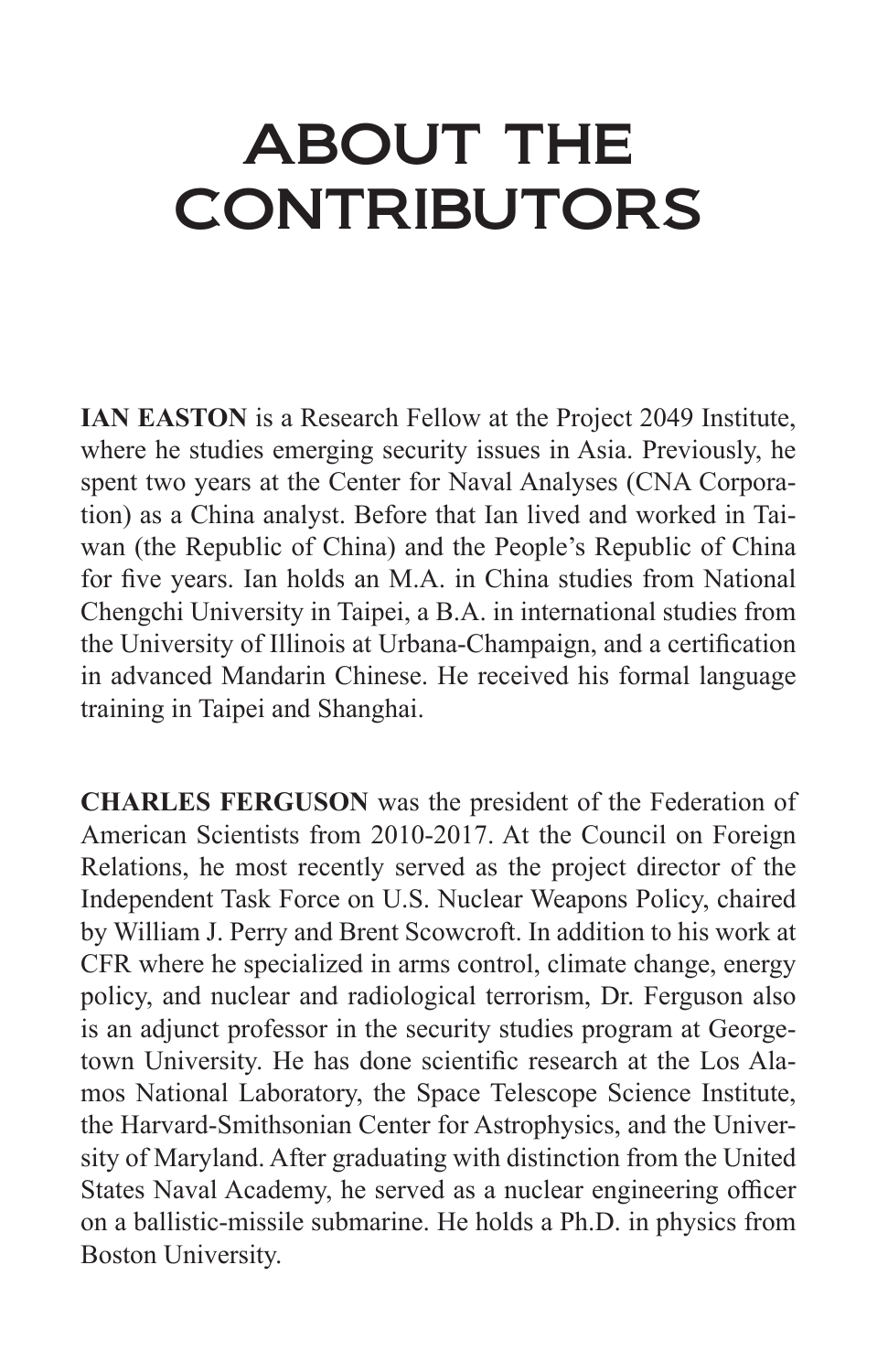# ABOUT THE CONTRIBUTORS

**IAN EASTON** is a Research Fellow at the Project 2049 Institute, where he studies emerging security issues in Asia. Previously, he spent two years at the Center for Naval Analyses (CNA Corporation) as a China analyst. Before that Ian lived and worked in Taiwan (the Republic of China) and the People's Republic of China for five years. Ian holds an M.A. in China studies from National Chengchi University in Taipei, a B.A. in international studies from the University of Illinois at Urbana-Champaign, and a certification in advanced Mandarin Chinese. He received his formal language training in Taipei and Shanghai.

**CHARLES FERGUSON** was the president of the Federation of American Scientists from 2010-2017. At the Council on Foreign Relations, he most recently served as the project director of the Independent Task Force on U.S. Nuclear Weapons Policy, chaired by William J. Perry and Brent Scowcroft. In addition to his work at CFR where he specialized in arms control, climate change, energy policy, and nuclear and radiological terrorism, Dr. Ferguson also is an adjunct professor in the security studies program at Georgetown University. He has done scientific research at the Los Alamos National Laboratory, the Space Telescope Science Institute, the Harvard-Smithsonian Center for Astrophysics, and the University of Maryland. After graduating with distinction from the United States Naval Academy, he served as a nuclear engineering officer on a ballistic-missile submarine. He holds a Ph.D. in physics from Boston University.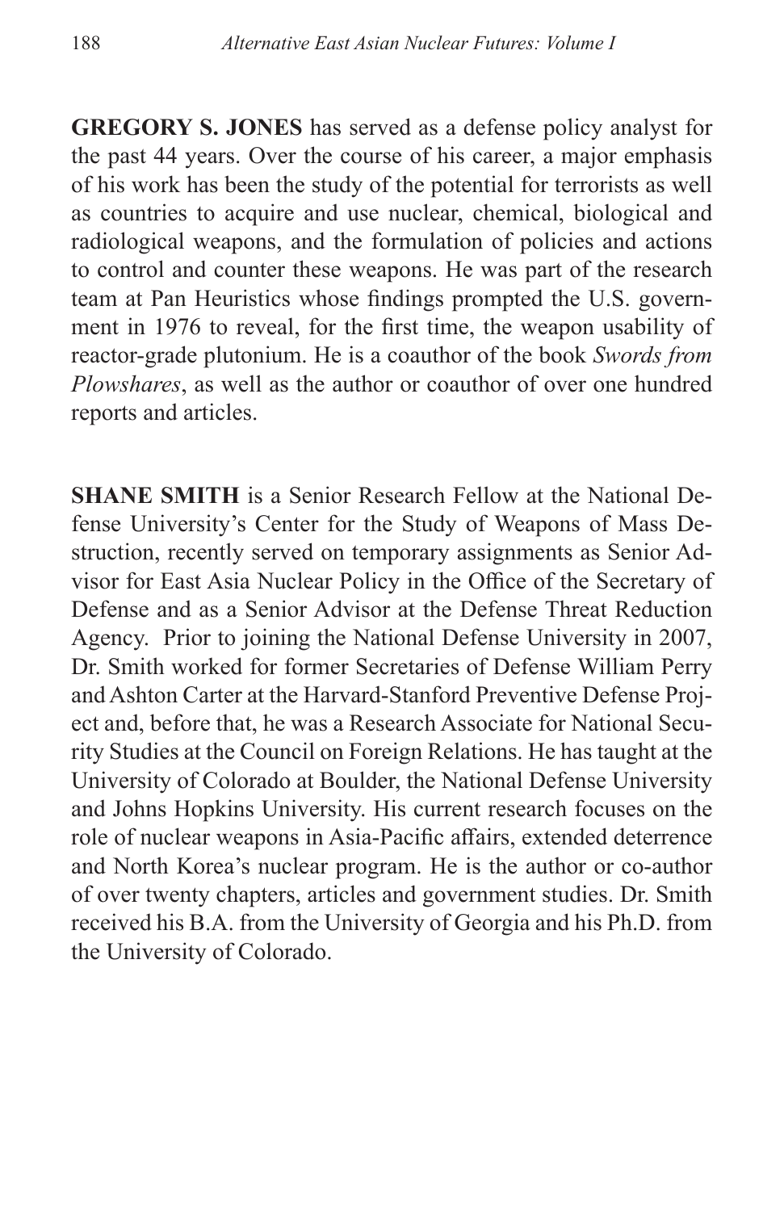**GREGORY S. JONES** has served as a defense policy analyst for the past 44 years. Over the course of his career, a major emphasis of his work has been the study of the potential for terrorists as well as countries to acquire and use nuclear, chemical, biological and radiological weapons, and the formulation of policies and actions to control and counter these weapons. He was part of the research team at Pan Heuristics whose findings prompted the U.S. government in 1976 to reveal, for the first time, the weapon usability of reactor-grade plutonium. He is a coauthor of the book *Swords from Plowshares*, as well as the author or coauthor of over one hundred reports and articles.

**SHANE SMITH** is a Senior Research Fellow at the National Defense University's Center for the Study of Weapons of Mass Destruction, recently served on temporary assignments as Senior Advisor for East Asia Nuclear Policy in the Office of the Secretary of Defense and as a Senior Advisor at the Defense Threat Reduction Agency. Prior to joining the National Defense University in 2007, Dr. Smith worked for former Secretaries of Defense William Perry and Ashton Carter at the Harvard-Stanford Preventive Defense Project and, before that, he was a Research Associate for National Security Studies at the Council on Foreign Relations. He has taught at the University of Colorado at Boulder, the National Defense University and Johns Hopkins University. His current research focuses on the role of nuclear weapons in Asia-Pacific affairs, extended deterrence and North Korea's nuclear program. He is the author or co-author of over twenty chapters, articles and government studies. Dr. Smith received his B.A. from the University of Georgia and his Ph.D. from the University of Colorado.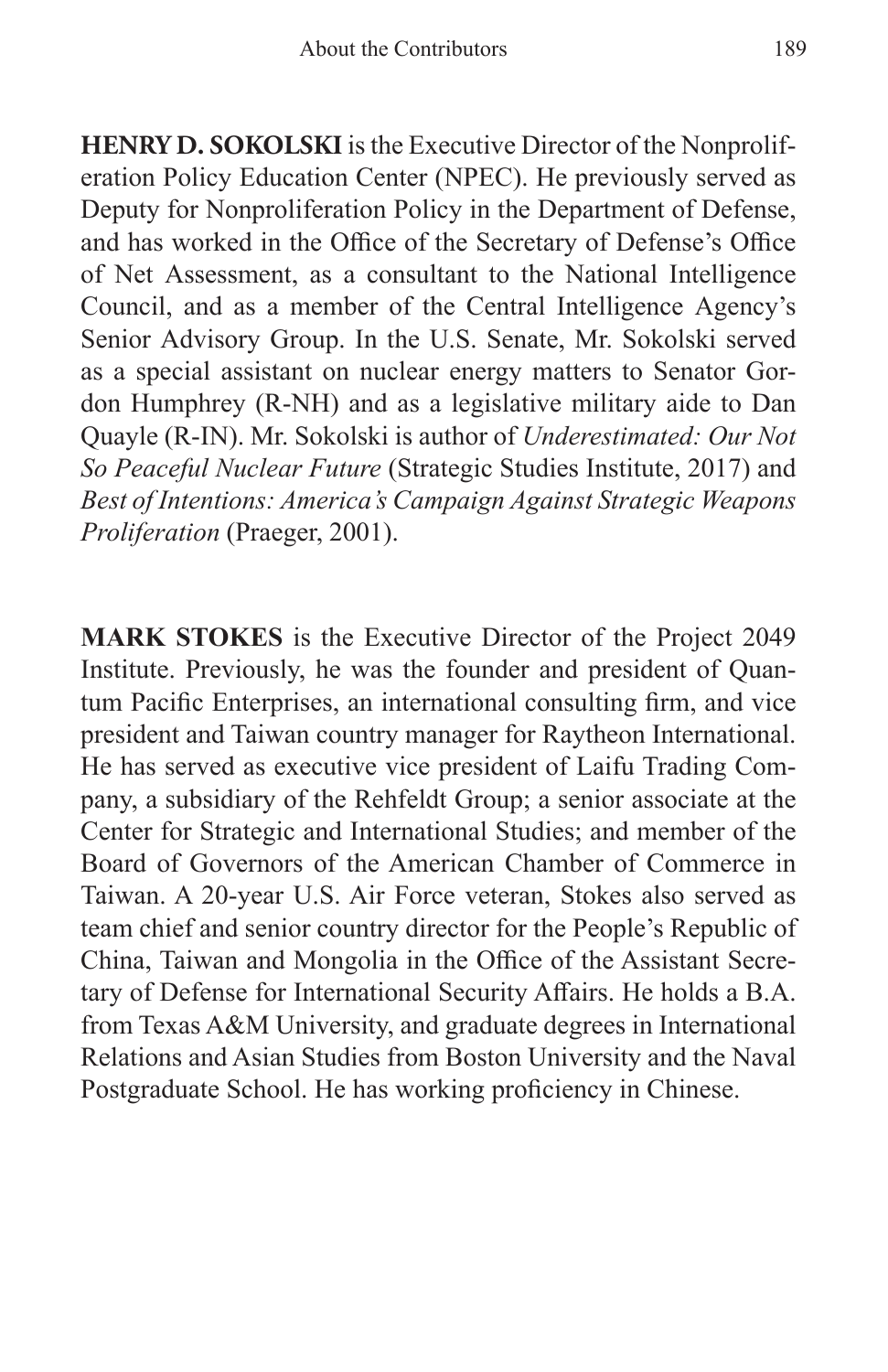**HENRY D. SOKOLSKI** is the Executive Director of the Nonproliferation Policy Education Center (NPEC). He previously served as Deputy for Nonproliferation Policy in the Department of Defense, and has worked in the Office of the Secretary of Defense's Office of Net Assessment, as a consultant to the National Intelligence Council, and as a member of the Central Intelligence Agency's Senior Advisory Group. In the U.S. Senate, Mr. Sokolski served as a special assistant on nuclear energy matters to Senator Gordon Humphrey (R-NH) and as a legislative military aide to Dan Quayle (R-IN). Mr. Sokolski is author of *Underestimated: Our Not So Peaceful Nuclear Future* (Strategic Studies Institute, 2017) and *Best of Intentions: America's Campaign Against Strategic Weapons Proliferation* (Praeger, 2001).

**MARK STOKES** is the Executive Director of the Project 2049 Institute. Previously, he was the founder and president of Quantum Pacific Enterprises, an international consulting firm, and vice president and Taiwan country manager for Raytheon International. He has served as executive vice president of Laifu Trading Company, a subsidiary of the Rehfeldt Group; a senior associate at the Center for Strategic and International Studies; and member of the Board of Governors of the American Chamber of Commerce in Taiwan. A 20-year U.S. Air Force veteran, Stokes also served as team chief and senior country director for the People's Republic of China, Taiwan and Mongolia in the Office of the Assistant Secretary of Defense for International Security Affairs. He holds a B.A. from Texas A&M University, and graduate degrees in International Relations and Asian Studies from Boston University and the Naval Postgraduate School. He has working proficiency in Chinese.